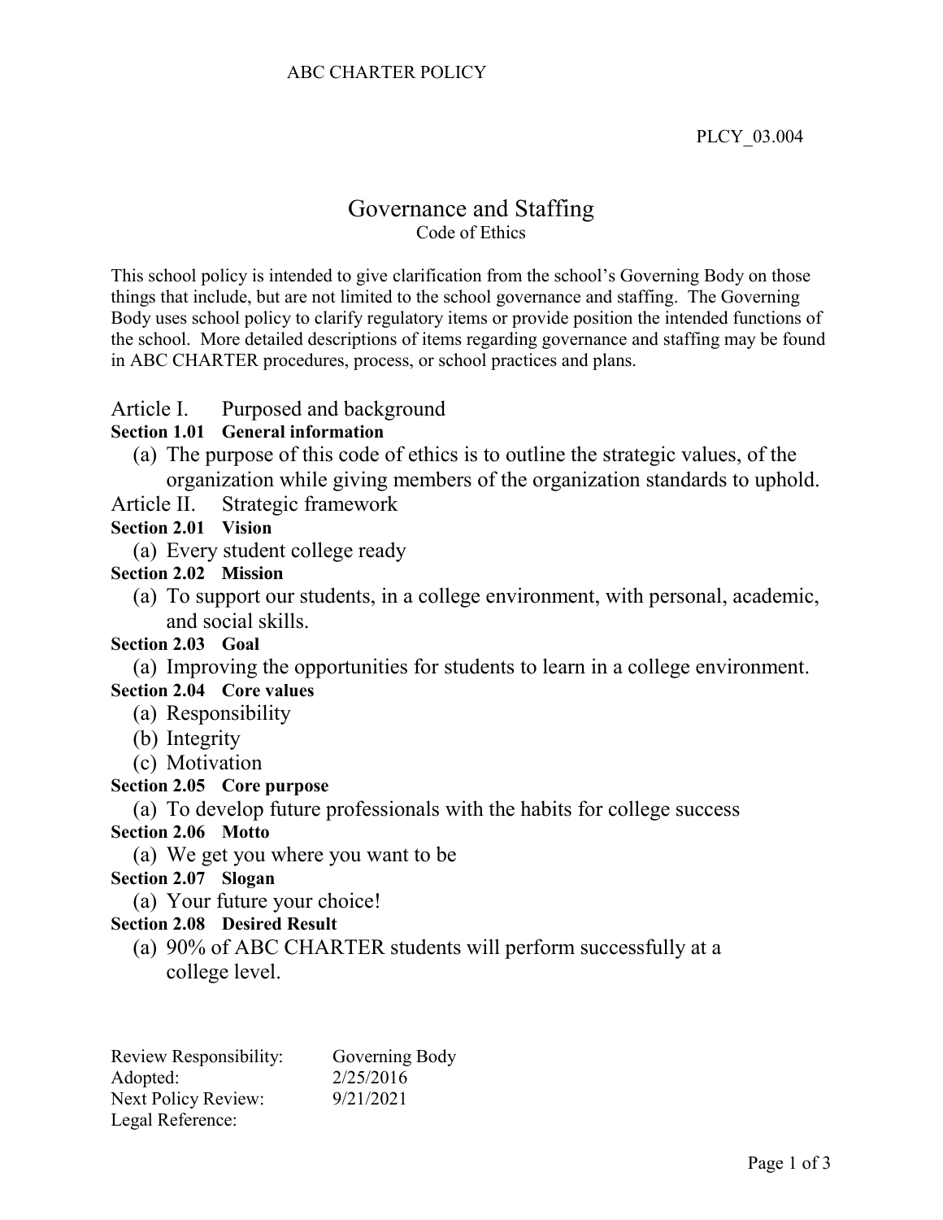ABC CHARTER POLICY

PLCY_03.004

# Governance and Staffing

Code of Ethics

This school policy is intended to give clarification from the school's Governing Body on those things that include, but are not limited to the school governance and staffing. The Governing Body uses school policy to clarify regulatory items or provide position the intended functions of the school. More detailed descriptions of items regarding governance and staffing may be found in ABC CHARTER procedures, process, or school practices and plans.

## Article I. Purposed and background

### Section 1.01 General information

(a) The purpose of this code of ethics is to outline the strategic values, of the organization while giving members of the organization standards to uphold.

## Article II. Strategic framework

### Section 2.01 Vision

(a) Every student college ready

### Section 2.02 Mission

(a) To support our students, in a college environment, with personal, academic, and social skills.

### Section 2.03 Goal

(a) Improving the opportunities for students to learn in a college environment.

### Section 2.04 Core values

(a) Responsibility
(b) Integrity
(c) Motivation

### Section 2.05 Core purpose

(a) To develop future professionals with the habits for college success

### Section 2.06 Motto

(a) We get you where you want to be

### Section 2.07 Slogan

(a) Your future your choice!

### Section 2.08 Desired Result

(a) 90% of ABC CHARTER students will perform successfully at a college level.

| | |
|---|---|
| Review Responsibility: | Governing Body |
| Adopted: | 2/25/2016 |
| Next Policy Review: | 9/21/2021 |
| Legal Reference: | |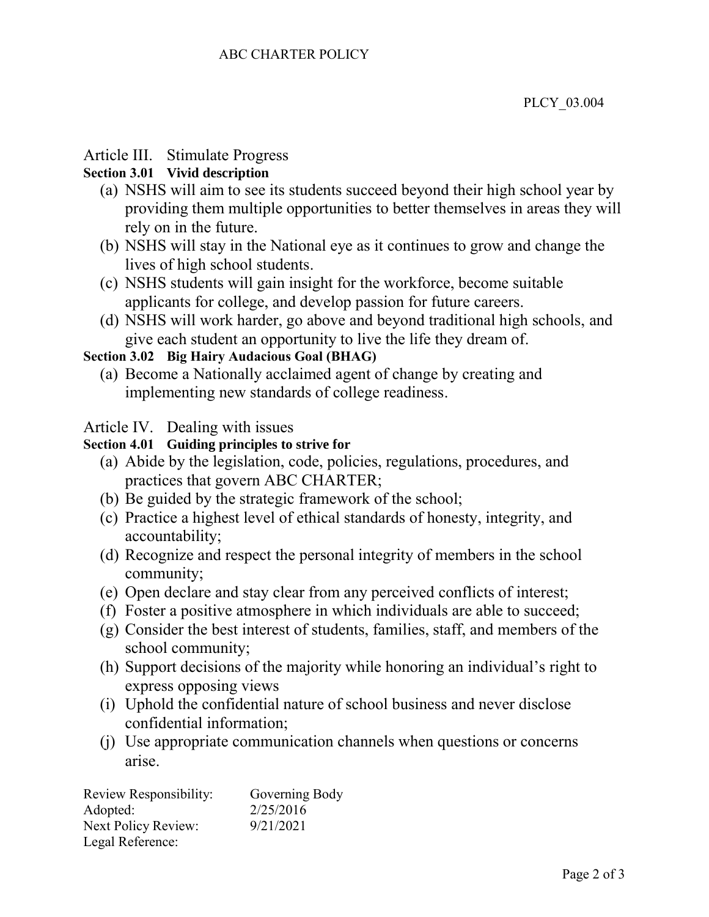## Article III. Stimulate Progress

### Section 3.01 Vivid description

(a) NSHS will aim to see its students succeed beyond their high school year by providing them multiple opportunities to better themselves in areas they will rely on in the future.

(b) NSHS will stay in the National eye as it continues to grow and change the lives of high school students.

(c) NSHS students will gain insight for the workforce, become suitable applicants for college, and develop passion for future careers.

(d) NSHS will work harder, go above and beyond traditional high schools, and give each student an opportunity to live the life they dream of.

### Section 3.02 Big Hairy Audacious Goal (BHAG)

(a) Become a Nationally acclaimed agent of change by creating and implementing new standards of college readiness.

## Article IV. Dealing with issues

### Section 4.01 Guiding principles to strive for

(a) Abide by the legislation, code, policies, regulations, procedures, and practices that govern ABC CHARTER;

(b) Be guided by the strategic framework of the school;

(c) Practice a highest level of ethical standards of honesty, integrity, and accountability;

(d) Recognize and respect the personal integrity of members in the school community;

(e) Open declare and stay clear from any perceived conflicts of interest;

(f) Foster a positive atmosphere in which individuals are able to succeed;

(g) Consider the best interest of students, families, staff, and members of the school community;

(h) Support decisions of the majority while honoring an individual's right to express opposing views

(i) Uphold the confidential nature of school business and never disclose confidential information;

(j) Use appropriate communication channels when questions or concerns arise.

| | |
|---|---|
| Review Responsibility: | Governing Body |
| Adopted: | 2/25/2016 |
| Next Policy Review: | 9/21/2021 |
| Legal Reference: | |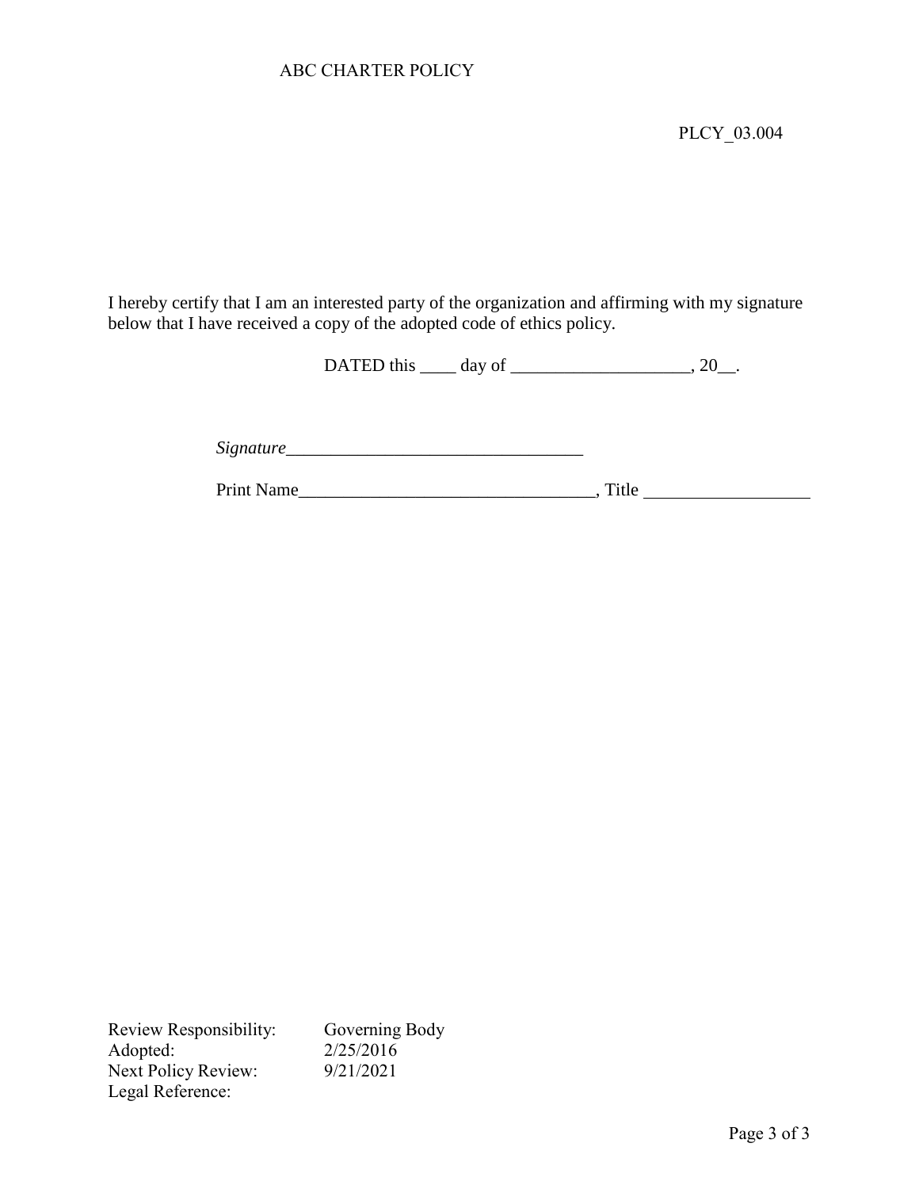I hereby certify that I am an interested party of the organization and affirming with my signature below that I have received a copy of the adopted code of ethics policy.

DATED this ____ day of ____________________, 20__.

*Signature*_________________________________

Print Name_________________________________, Title __________________

Review Responsibility: Governing Body
Adopted: 2/25/2016
Next Policy Review: 9/21/2021
Legal Reference: